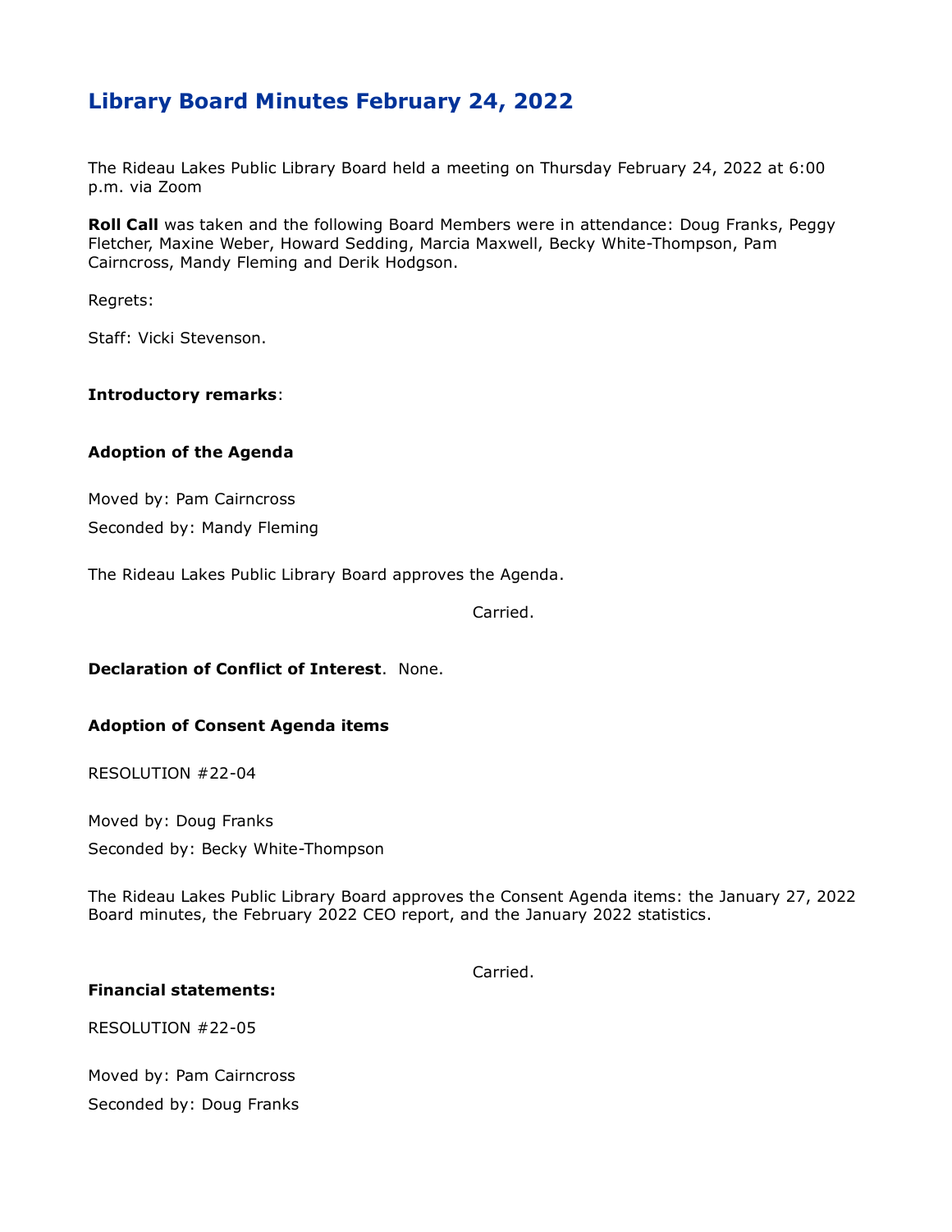# Library Board Minutes February 24, 2022

The Rideau Lakes Public Library Board held a meeting on Thursday February 24, 2022 at 6:00 p.m. via Zoom

**Roll Call** was taken and the following Board Members were in attendance: Doug Franks, Peggy Fletcher, Maxine Weber, Howard Sedding, Marcia Maxwell, Becky White-Thompson, Pam Cairncross, Mandy Fleming and Derik Hodgson.

Regrets:

Staff: Vicki Stevenson.

**Introductory remarks**:

**Adoption of the Agenda**

Moved by: Pam Cairncross

Seconded by: Mandy Fleming

The Rideau Lakes Public Library Board approves the Agenda.

Carried.

**Declaration of Conflict of Interest**. None.

**Adoption of Consent Agenda items**

RESOLUTION #22-04

Moved by: Doug Franks

Seconded by: Becky White-Thompson

The Rideau Lakes Public Library Board approves the Consent Agenda items: the January 27, 2022 Board minutes, the February 2022 CEO report, and the January 2022 statistics.

Carried.

**Financial statements:**

RESOLUTION #22-05

Moved by: Pam Cairncross

Seconded by: Doug Franks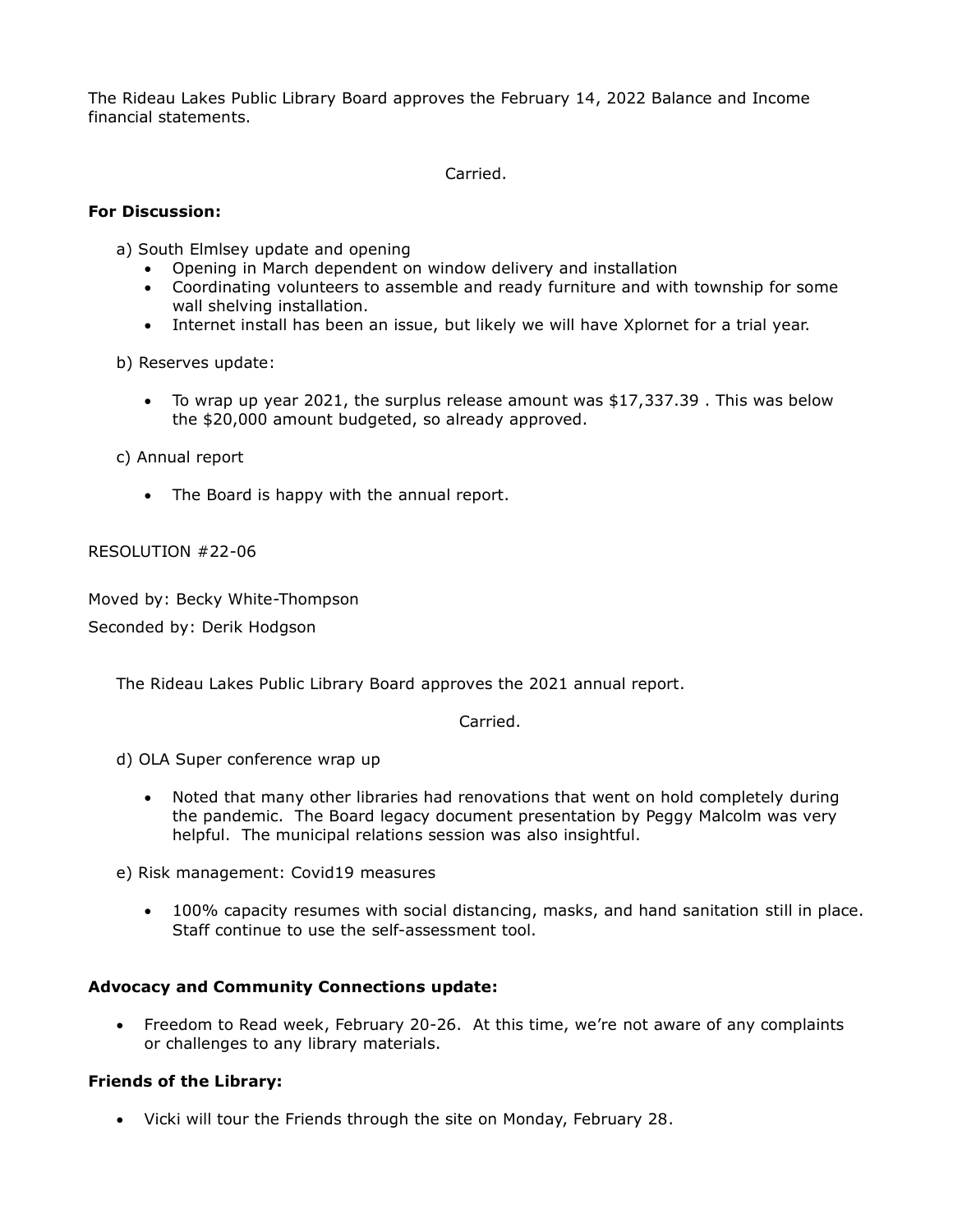The Rideau Lakes Public Library Board approves the February 14, 2022 Balance and Income financial statements.

Carried.

**For Discussion:**

a) South Elmlsey update and opening
- Opening in March dependent on window delivery and installation
- Coordinating volunteers to assemble and ready furniture and with township for some wall shelving installation.
- Internet install has been an issue, but likely we will have Xplornet for a trial year.

b) Reserves update:
- To wrap up year 2021, the surplus release amount was $17,337.39 . This was below the $20,000 amount budgeted, so already approved.

c) Annual report
- The Board is happy with the annual report.

RESOLUTION #22-06

Moved by: Becky White-Thompson

Seconded by: Derik Hodgson

The Rideau Lakes Public Library Board approves the 2021 annual report.

Carried.

d) OLA Super conference wrap up
- Noted that many other libraries had renovations that went on hold completely during the pandemic. The Board legacy document presentation by Peggy Malcolm was very helpful. The municipal relations session was also insightful.

e) Risk management: Covid19 measures
- 100% capacity resumes with social distancing, masks, and hand sanitation still in place. Staff continue to use the self-assessment tool.

**Advocacy and Community Connections update:**
- Freedom to Read week, February 20-26. At this time, we're not aware of any complaints or challenges to any library materials.

**Friends of the Library:**
- Vicki will tour the Friends through the site on Monday, February 28.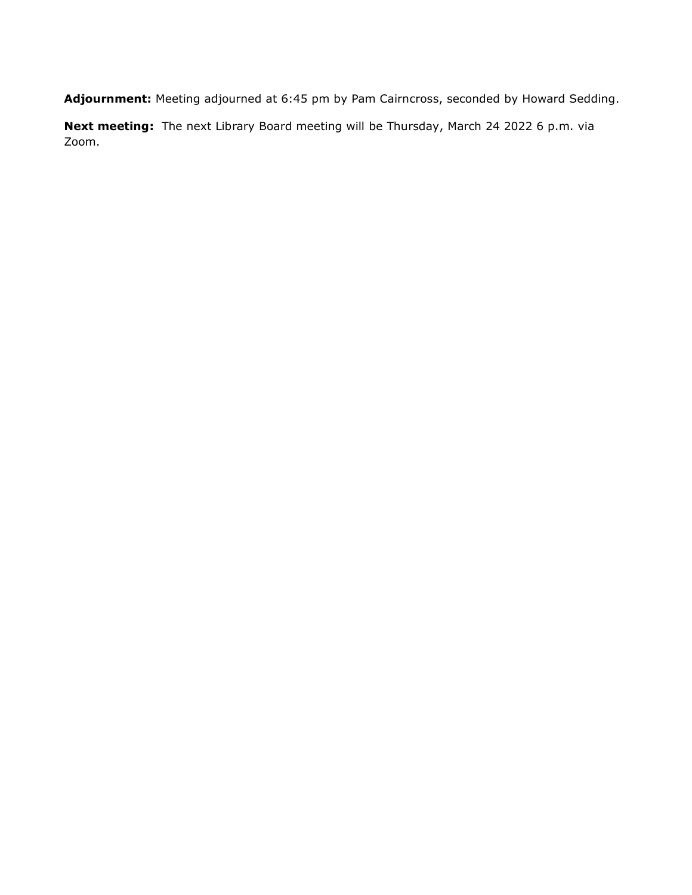**Adjournment:** Meeting adjourned at 6:45 pm by Pam Cairncross, seconded by Howard Sedding.

**Next meeting:** The next Library Board meeting will be Thursday, March 24 2022 6 p.m. via Zoom.